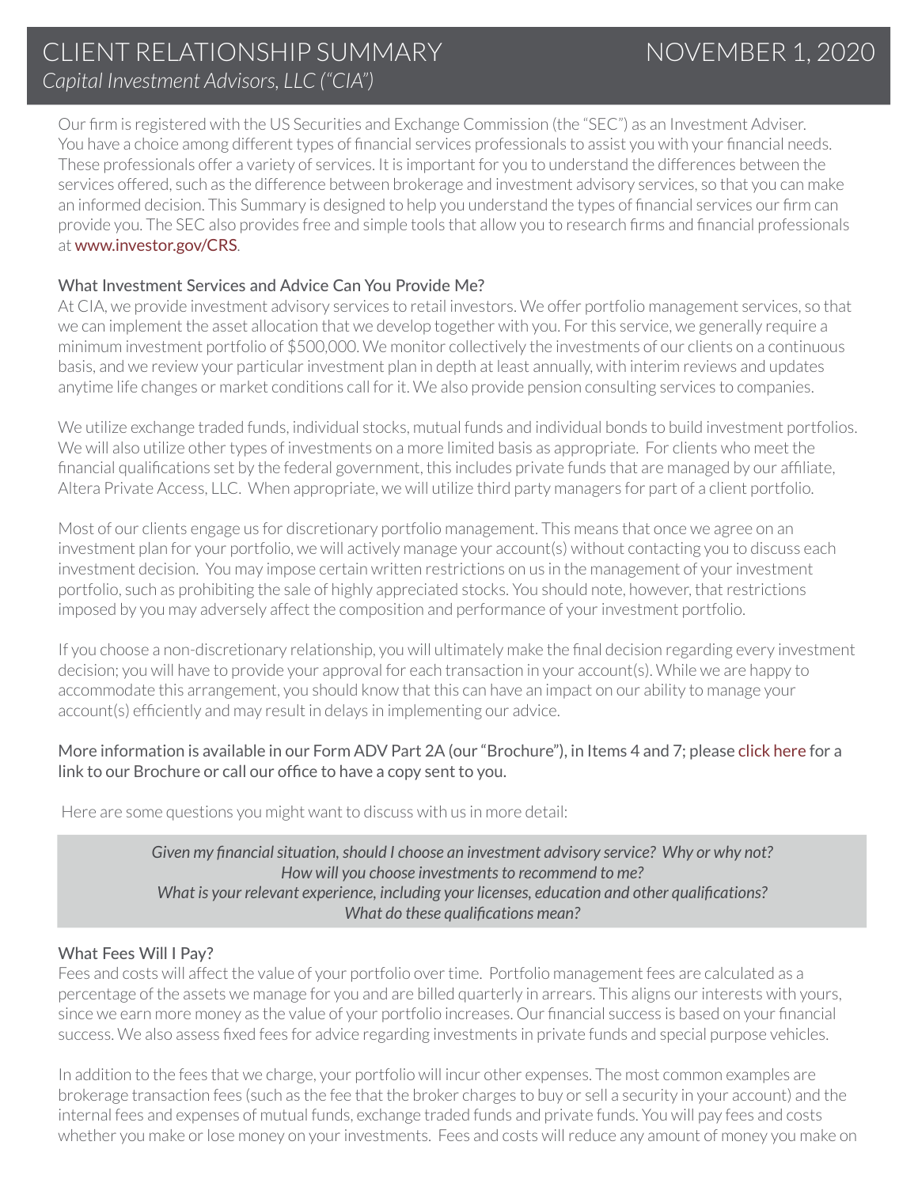# CLIENT RELATIONSHIP SUMMARY

NOVEMBER 1, 2020

*Capital Investment Advisors, LLC ("CIA")*

Our firm is registered with the US Securities and Exchange Commission (the "SEC") as an Investment Adviser. You have a choice among different types of financial services professionals to assist you with your financial needs. These professionals offer a variety of services. It is important for you to understand the differences between the services offered, such as the difference between brokerage and investment advisory services, so that you can make an informed decision. This Summary is designed to help you understand the types of financial services our firm can provide you. The SEC also provides free and simple tools that allow you to research firms and financial professionals at www.investor.gov/CRS.

## What Investment Services and Advice Can You Provide Me?

At CIA, we provide investment advisory services to retail investors. We offer portfolio management services, so that we can implement the asset allocation that we develop together with you. For this service, we generally require a minimum investment portfolio of $500,000. We monitor collectively the investments of our clients on a continuous basis, and we review your particular investment plan in depth at least annually, with interim reviews and updates anytime life changes or market conditions call for it. We also provide pension consulting services to companies.

We utilize exchange traded funds, individual stocks, mutual funds and individual bonds to build investment portfolios. We will also utilize other types of investments on a more limited basis as appropriate. For clients who meet the financial qualifications set by the federal government, this includes private funds that are managed by our affiliate, Altera Private Access, LLC. When appropriate, we will utilize third party managers for part of a client portfolio.

Most of our clients engage us for discretionary portfolio management. This means that once we agree on an investment plan for your portfolio, we will actively manage your account(s) without contacting you to discuss each investment decision. You may impose certain written restrictions on us in the management of your investment portfolio, such as prohibiting the sale of highly appreciated stocks. You should note, however, that restrictions imposed by you may adversely affect the composition and performance of your investment portfolio.

If you choose a non-discretionary relationship, you will ultimately make the final decision regarding every investment decision; you will have to provide your approval for each transaction in your account(s). While we are happy to accommodate this arrangement, you should know that this can have an impact on our ability to manage your account(s) efficiently and may result in delays in implementing our advice.

More information is available in our Form ADV Part 2A (our "Brochure"), in Items 4 and 7; please click here for a link to our Brochure or call our office to have a copy sent to you.

Here are some questions you might want to discuss with us in more detail:

*Given my financial situation, should I choose an investment advisory service? Why or why not?*
*How will you choose investments to recommend to me?*
*What is your relevant experience, including your licenses, education and other qualifications?*
*What do these qualifications mean?*

## What Fees Will I Pay?

Fees and costs will affect the value of your portfolio over time. Portfolio management fees are calculated as a percentage of the assets we manage for you and are billed quarterly in arrears. This aligns our interests with yours, since we earn more money as the value of your portfolio increases. Our financial success is based on your financial success. We also assess fixed fees for advice regarding investments in private funds and special purpose vehicles.

In addition to the fees that we charge, your portfolio will incur other expenses. The most common examples are brokerage transaction fees (such as the fee that the broker charges to buy or sell a security in your account) and the internal fees and expenses of mutual funds, exchange traded funds and private funds. You will pay fees and costs whether you make or lose money on your investments. Fees and costs will reduce any amount of money you make on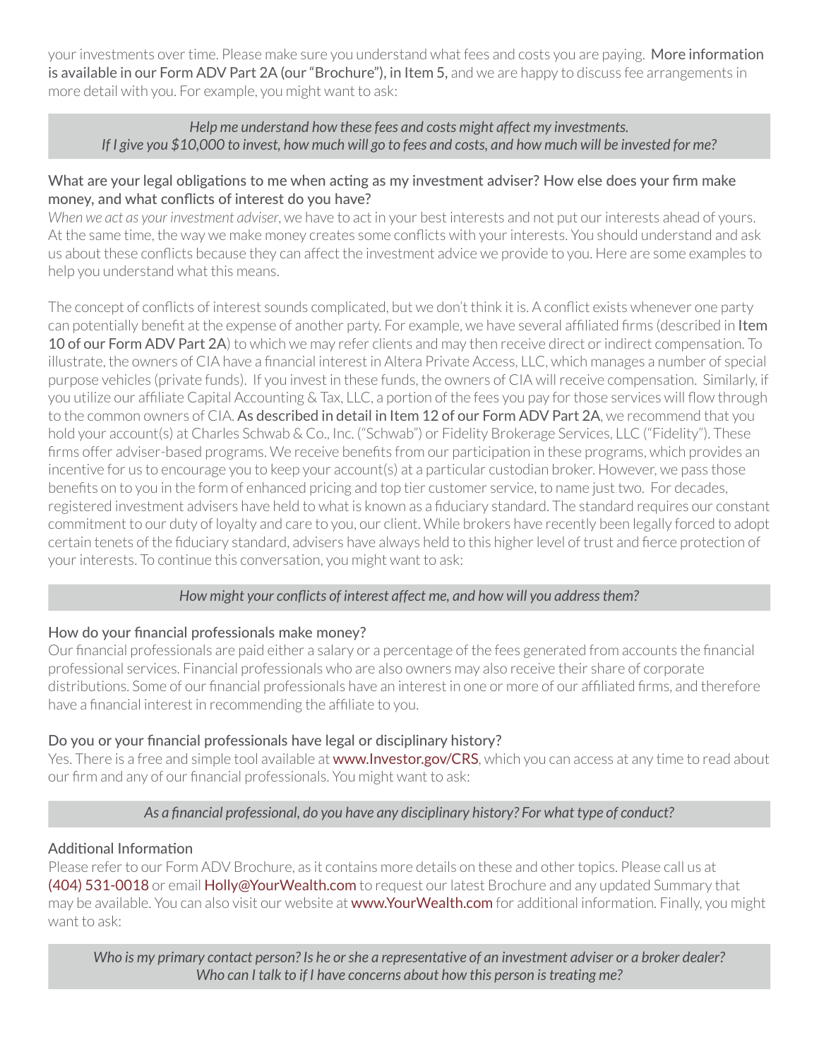your investments over time. Please make sure you understand what fees and costs you are paying. More information is available in our Form ADV Part 2A (our "Brochure"), in Item 5, and we are happy to discuss fee arrangements in more detail with you. For example, you might want to ask:

> *Help me understand how these fees and costs might affect my investments.*
> *If I give you $10,000 to invest, how much will go to fees and costs, and how much will be invested for me?*

### What are your legal obligations to me when acting as my investment adviser? How else does your firm make money, and what conflicts of interest do you have?

*When we act as your investment adviser*, we have to act in your best interests and not put our interests ahead of yours. At the same time, the way we make money creates some conflicts with your interests. You should understand and ask us about these conflicts because they can affect the investment advice we provide to you. Here are some examples to help you understand what this means.

The concept of conflicts of interest sounds complicated, but we don't think it is. A conflict exists whenever one party can potentially benefit at the expense of another party. For example, we have several affiliated firms (described in Item 10 of our Form ADV Part 2A) to which we may refer clients and may then receive direct or indirect compensation. To illustrate, the owners of CIA have a financial interest in Altera Private Access, LLC, which manages a number of special purpose vehicles (private funds). If you invest in these funds, the owners of CIA will receive compensation. Similarly, if you utilize our affiliate Capital Accounting & Tax, LLC, a portion of the fees you pay for those services will flow through to the common owners of CIA. As described in detail in Item 12 of our Form ADV Part 2A, we recommend that you hold your account(s) at Charles Schwab & Co., Inc. ("Schwab") or Fidelity Brokerage Services, LLC ("Fidelity"). These firms offer adviser-based programs. We receive benefits from our participation in these programs, which provides an incentive for us to encourage you to keep your account(s) at a particular custodian broker. However, we pass those benefits on to you in the form of enhanced pricing and top tier customer service, to name just two. For decades, registered investment advisers have held to what is known as a fiduciary standard. The standard requires our constant commitment to our duty of loyalty and care to you, our client. While brokers have recently been legally forced to adopt certain tenets of the fiduciary standard, advisers have always held to this higher level of trust and fierce protection of your interests. To continue this conversation, you might want to ask:

> *How might your conflicts of interest affect me, and how will you address them?*

### How do your financial professionals make money?

Our financial professionals are paid either a salary or a percentage of the fees generated from accounts the financial professional services. Financial professionals who are also owners may also receive their share of corporate distributions. Some of our financial professionals have an interest in one or more of our affiliated firms, and therefore have a financial interest in recommending the affiliate to you.

### Do you or your financial professionals have legal or disciplinary history?

Yes. There is a free and simple tool available at www.Investor.gov/CRS, which you can access at any time to read about our firm and any of our financial professionals. You might want to ask:

> *As a financial professional, do you have any disciplinary history? For what type of conduct?*

### Additional Information

Please refer to our Form ADV Brochure, as it contains more details on these and other topics. Please call us at (404) 531-0018 or email Holly@YourWealth.com to request our latest Brochure and any updated Summary that may be available. You can also visit our website at www.YourWealth.com for additional information. Finally, you might want to ask:

> *Who is my primary contact person? Is he or she a representative of an investment adviser or a broker dealer?*
> *Who can I talk to if I have concerns about how this person is treating me?*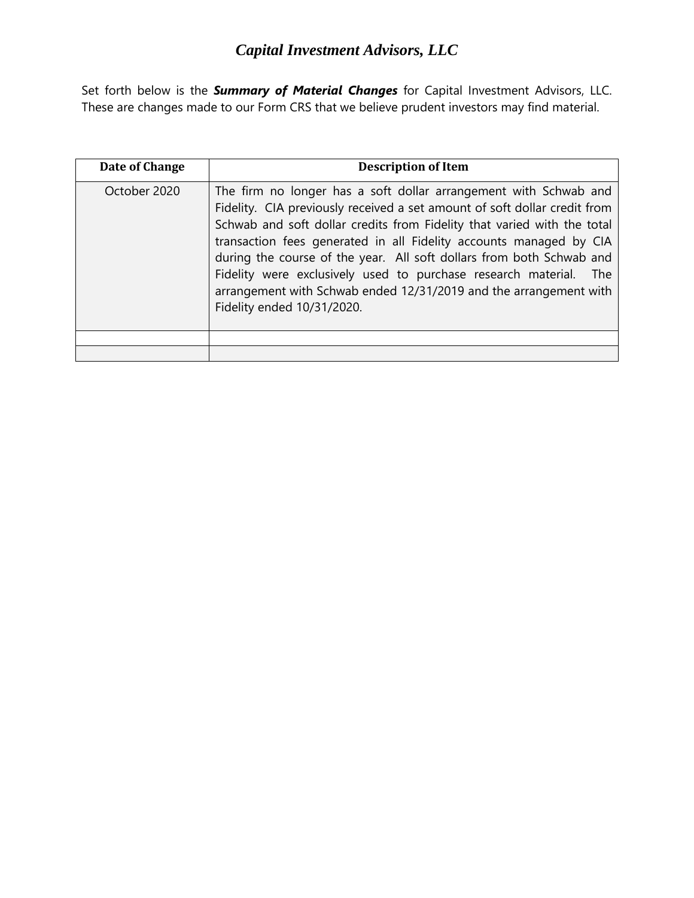# *Capital Investment Advisors, LLC*

Set forth below is the ***Summary of Material Changes*** for Capital Investment Advisors, LLC. These are changes made to our Form CRS that we believe prudent investors may find material.

| Date of Change | Description of Item |
| --- | --- |
| October 2020 | The firm no longer has a soft dollar arrangement with Schwab and Fidelity. CIA previously received a set amount of soft dollar credit from Schwab and soft dollar credits from Fidelity that varied with the total transaction fees generated in all Fidelity accounts managed by CIA during the course of the year. All soft dollars from both Schwab and Fidelity were exclusively used to purchase research material. The arrangement with Schwab ended 12/31/2019 and the arrangement with Fidelity ended 10/31/2020. |
| | |
| | |